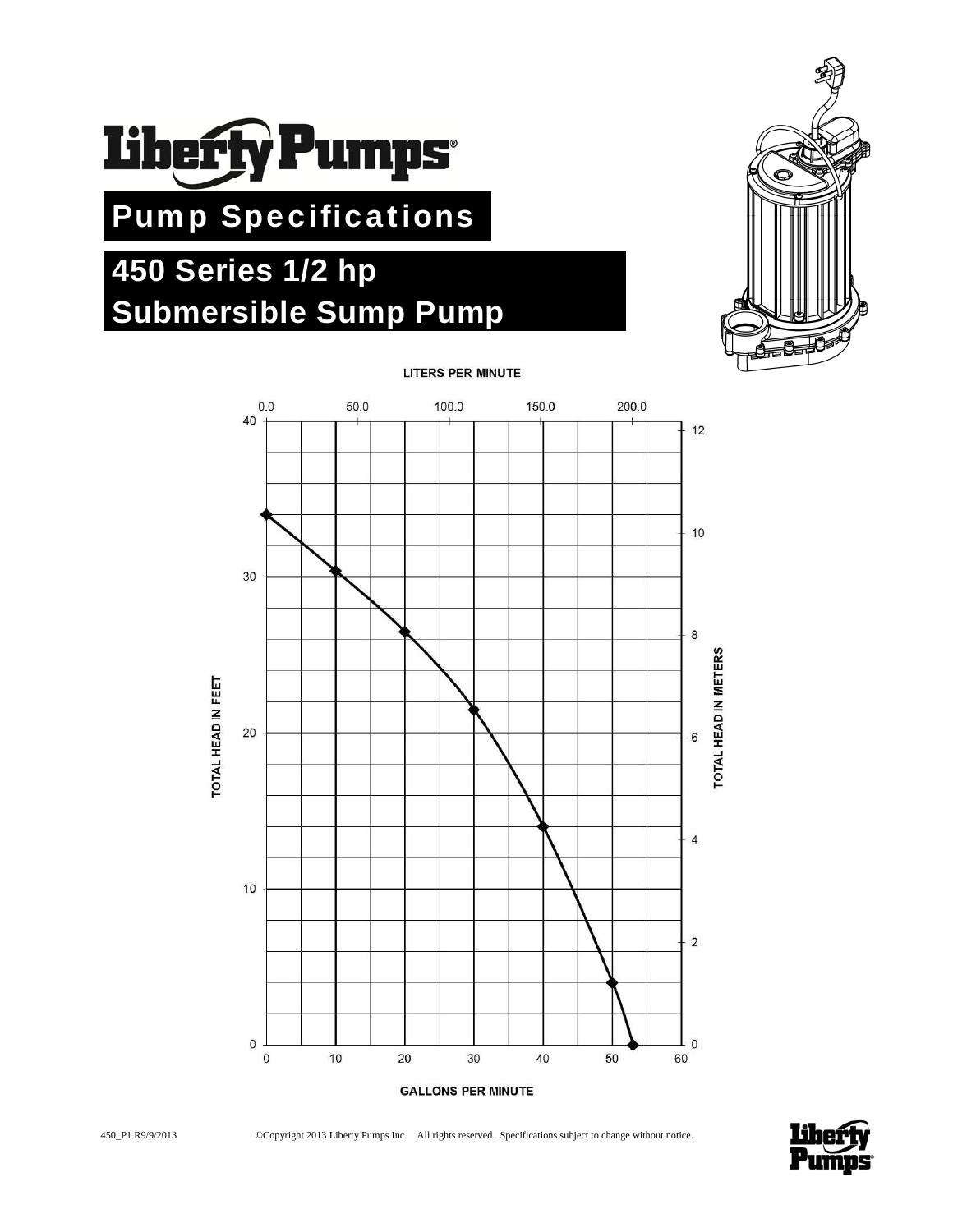# Liberty Pumps®

## Pump Specifications

## 450 Series 1/2 hp Submersible Sump Pump

LITERS PER MINUTE

TOTAL HEAD IN FEET

TOTAL HEAD IN METERS

GALLONS PER MINUTE

450_P1 R9/9/2013 ©Copyright 2013 Liberty Pumps Inc. All rights reserved. Specifications subject to change without notice.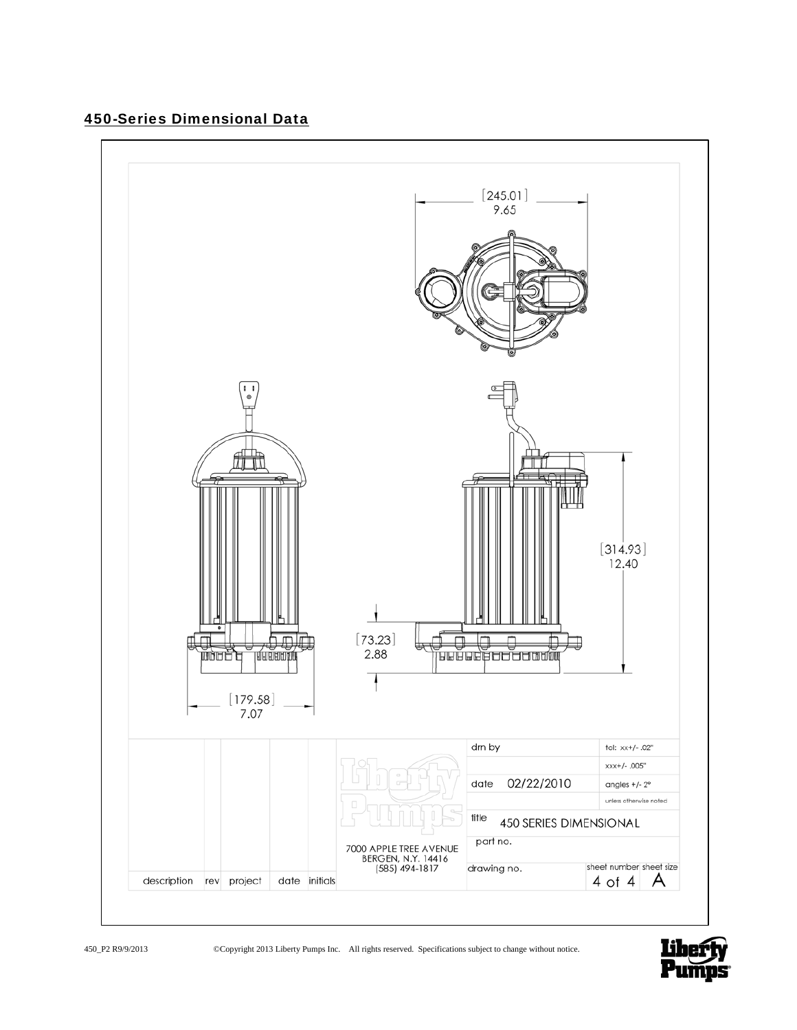## 450-Series Dimensional Data

[245.01]
9.65

[314.93]
12.40

[73.23]
2.88

[179.58]
7.07

| description | rev | project | date | initials | 7000 APPLE TREE AVENUE BERGEN, N.Y. 14416 (585) 494-1817 | drn by | tol: xx+/- .02" |
|---|---|---|---|---|---|---|---|
| | | | | | | | xxx+/- .005" |
| | | | | | | date 02/22/2010 | angles +/- 2° |
| | | | | | | | unless otherwise noted |
| | | | | | | title 450 SERIES DIMENSIONAL | |
| | | | | | | part no. | |
| | | | | | | drawing no. | sheet number 4 of 4, sheet size A |

450_P2 R9/9/2013 ©Copyright 2013 Liberty Pumps Inc. All rights reserved. Specifications subject to change without notice.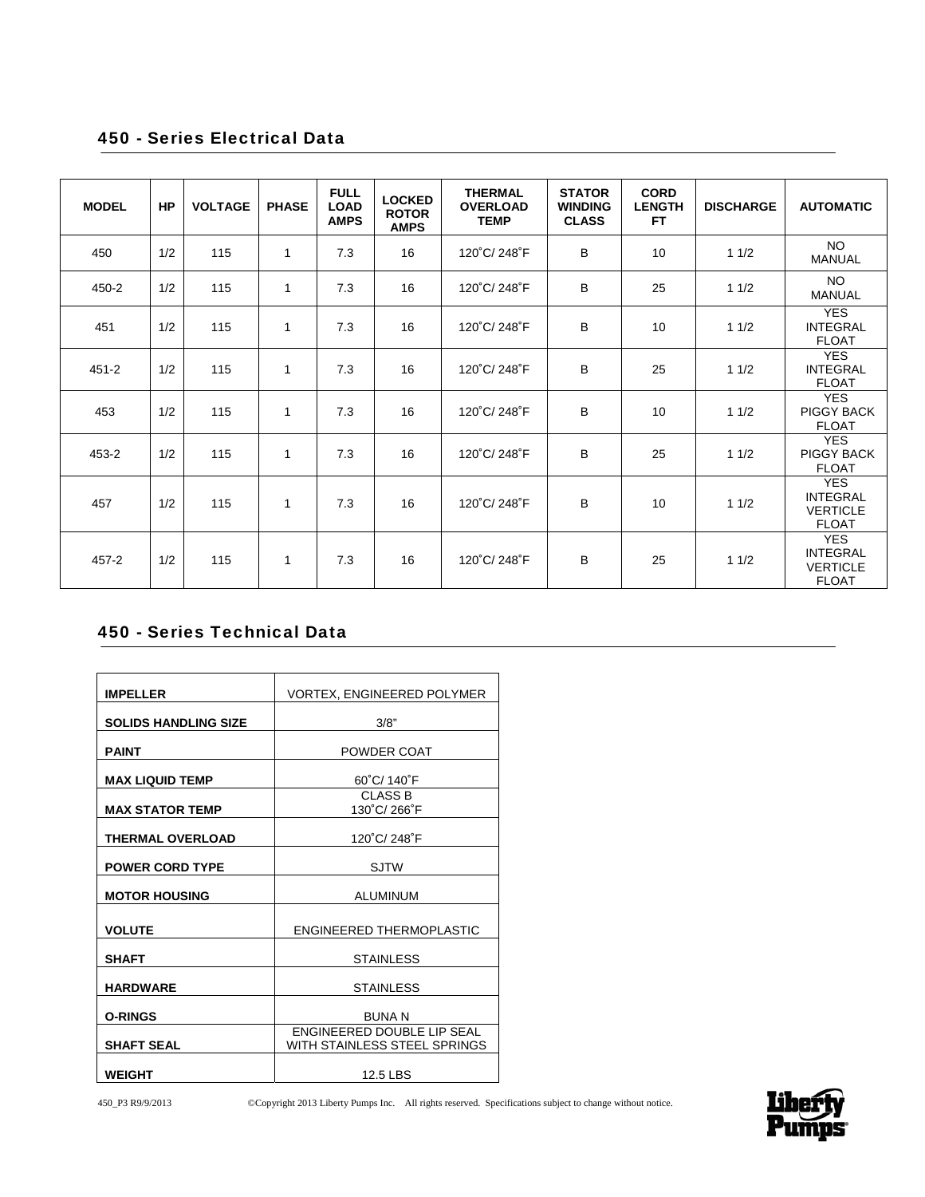## 450 - Series Electrical Data

| MODEL | HP | VOLTAGE | PHASE | FULL LOAD AMPS | LOCKED ROTOR AMPS | THERMAL OVERLOAD TEMP | STATOR WINDING CLASS | CORD LENGTH FT | DISCHARGE | AUTOMATIC |
|---|---|---|---|---|---|---|---|---|---|---|
| 450 | 1/2 | 115 | 1 | 7.3 | 16 | 120˚C/ 248˚F | B | 10 | 1 1/2 | NO MANUAL |
| 450-2 | 1/2 | 115 | 1 | 7.3 | 16 | 120˚C/ 248˚F | B | 25 | 1 1/2 | NO MANUAL |
| 451 | 1/2 | 115 | 1 | 7.3 | 16 | 120˚C/ 248˚F | B | 10 | 1 1/2 | YES INTEGRAL FLOAT |
| 451-2 | 1/2 | 115 | 1 | 7.3 | 16 | 120˚C/ 248˚F | B | 25 | 1 1/2 | YES INTEGRAL FLOAT |
| 453 | 1/2 | 115 | 1 | 7.3 | 16 | 120˚C/ 248˚F | B | 10 | 1 1/2 | YES PIGGY BACK FLOAT |
| 453-2 | 1/2 | 115 | 1 | 7.3 | 16 | 120˚C/ 248˚F | B | 25 | 1 1/2 | YES PIGGY BACK FLOAT |
| 457 | 1/2 | 115 | 1 | 7.3 | 16 | 120˚C/ 248˚F | B | 10 | 1 1/2 | YES INTEGRAL VERTICLE FLOAT |
| 457-2 | 1/2 | 115 | 1 | 7.3 | 16 | 120˚C/ 248˚F | B | 25 | 1 1/2 | YES INTEGRAL VERTICLE FLOAT |

## 450 - Series Technical Data

| | |
|---|---|
| **IMPELLER** | VORTEX, ENGINEERED POLYMER |
| **SOLIDS HANDLING SIZE** | 3/8" |
| **PAINT** | POWDER COAT |
| **MAX LIQUID TEMP** | 60˚C/ 140˚F |
| **MAX STATOR TEMP** | CLASS B 130˚C/ 266˚F |
| **THERMAL OVERLOAD** | 120˚C/ 248˚F |
| **POWER CORD TYPE** | SJTW |
| **MOTOR HOUSING** | ALUMINUM |
| **VOLUTE** | ENGINEERED THERMOPLASTIC |
| **SHAFT** | STAINLESS |
| **HARDWARE** | STAINLESS |
| **O-RINGS** | BUNA N |
| **SHAFT SEAL** | ENGINEERED DOUBLE LIP SEAL WITH STAINLESS STEEL SPRINGS |
| **WEIGHT** | 12.5 LBS |

450_P3 R9/9/2013 ©Copyright 2013 Liberty Pumps Inc. All rights reserved. Specifications subject to change without notice.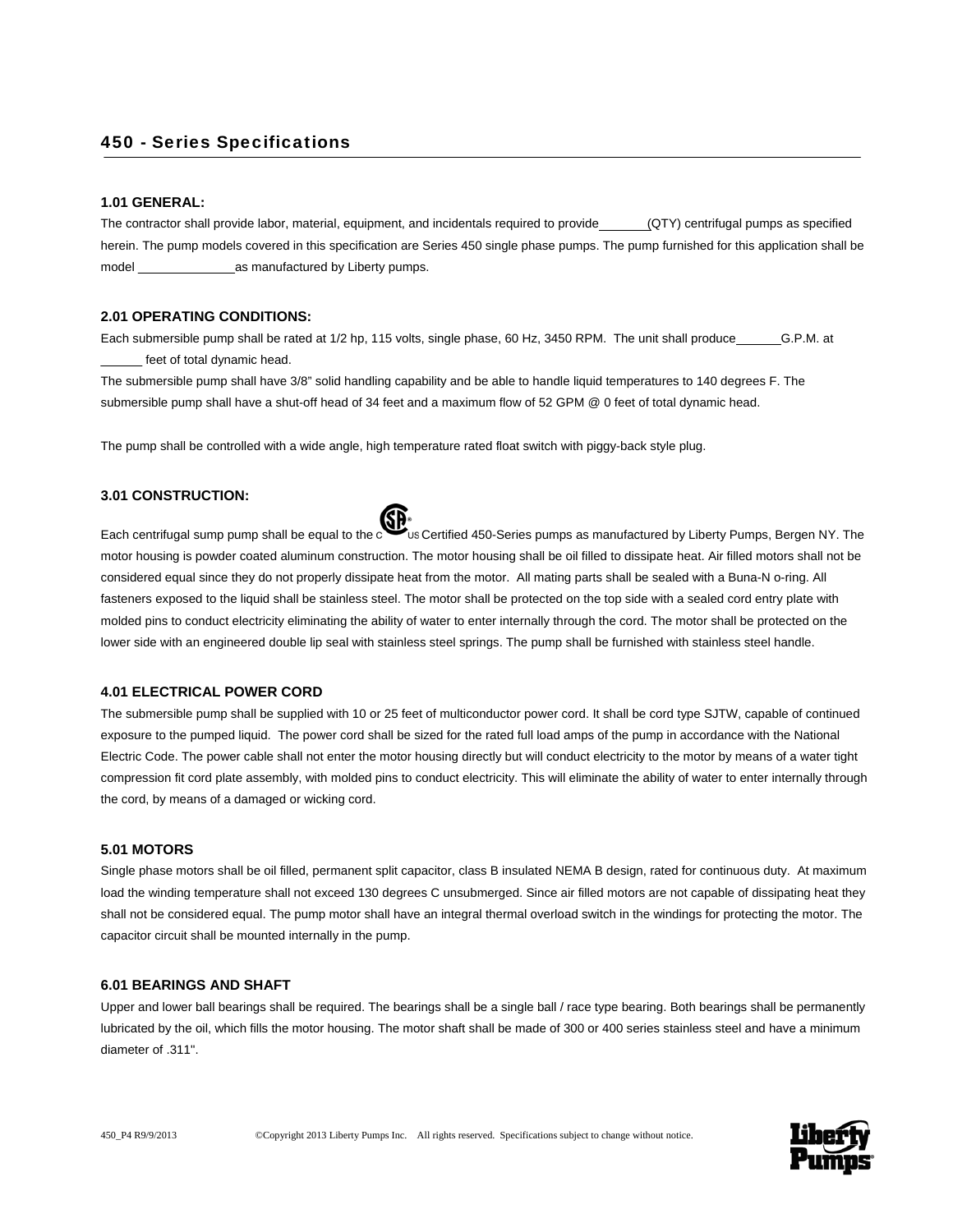## 450 - Series Specifications

### 1.01 GENERAL:

The contractor shall provide labor, material, equipment, and incidentals required to provide _______ (QTY) centrifugal pumps as specified herein. The pump models covered in this specification are Series 450 single phase pumps. The pump furnished for this application shall be model ______________ as manufactured by Liberty pumps.

### 2.01 OPERATING CONDITIONS:

Each submersible pump shall be rated at 1/2 hp, 115 volts, single phase, 60 Hz, 3450 RPM. The unit shall produce ______ G.P.M. at ______ feet of total dynamic head.

The submersible pump shall have 3/8" solid handling capability and be able to handle liquid temperatures to 140 degrees F. The submersible pump shall have a shut-off head of 34 feet and a maximum flow of 52 GPM @ 0 feet of total dynamic head.

The pump shall be controlled with a wide angle, high temperature rated float switch with piggy-back style plug.

### 3.01 CONSTRUCTION:

Each centrifugal sump pump shall be equal to the C CSA US Certified 450-Series pumps as manufactured by Liberty Pumps, Bergen NY. The motor housing is powder coated aluminum construction. The motor housing shall be oil filled to dissipate heat. Air filled motors shall not be considered equal since they do not properly dissipate heat from the motor. All mating parts shall be sealed with a Buna-N o-ring. All fasteners exposed to the liquid shall be stainless steel. The motor shall be protected on the top side with a sealed cord entry plate with molded pins to conduct electricity eliminating the ability of water to enter internally through the cord. The motor shall be protected on the lower side with an engineered double lip seal with stainless steel springs. The pump shall be furnished with stainless steel handle.

### 4.01 ELECTRICAL POWER CORD

The submersible pump shall be supplied with 10 or 25 feet of multiconductor power cord. It shall be cord type SJTW, capable of continued exposure to the pumped liquid. The power cord shall be sized for the rated full load amps of the pump in accordance with the National Electric Code. The power cable shall not enter the motor housing directly but will conduct electricity to the motor by means of a water tight compression fit cord plate assembly, with molded pins to conduct electricity. This will eliminate the ability of water to enter internally through the cord, by means of a damaged or wicking cord.

### 5.01 MOTORS

Single phase motors shall be oil filled, permanent split capacitor, class B insulated NEMA B design, rated for continuous duty. At maximum load the winding temperature shall not exceed 130 degrees C unsubmerged. Since air filled motors are not capable of dissipating heat they shall not be considered equal. The pump motor shall have an integral thermal overload switch in the windings for protecting the motor. The capacitor circuit shall be mounted internally in the pump.

### 6.01 BEARINGS AND SHAFT

Upper and lower ball bearings shall be required. The bearings shall be a single ball / race type bearing. Both bearings shall be permanently lubricated by the oil, which fills the motor housing. The motor shaft shall be made of 300 or 400 series stainless steel and have a minimum diameter of .311".

450_P4 R9/9/2013 ©Copyright 2013 Liberty Pumps Inc. All rights reserved. Specifications subject to change without notice.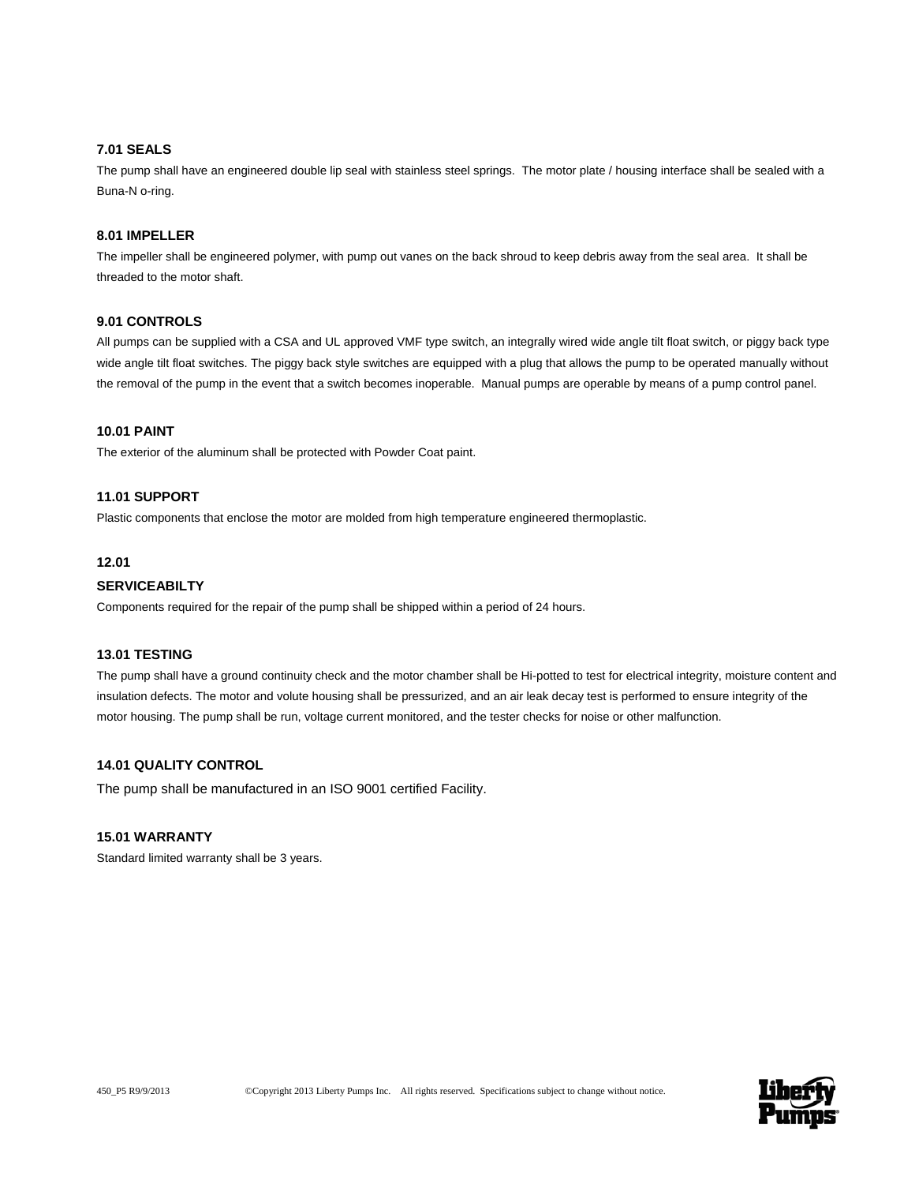### 7.01 SEALS

The pump shall have an engineered double lip seal with stainless steel springs. The motor plate / housing interface shall be sealed with a Buna-N o-ring.

### 8.01 IMPELLER

The impeller shall be engineered polymer, with pump out vanes on the back shroud to keep debris away from the seal area. It shall be threaded to the motor shaft.

### 9.01 CONTROLS

All pumps can be supplied with a CSA and UL approved VMF type switch, an integrally wired wide angle tilt float switch, or piggy back type wide angle tilt float switches. The piggy back style switches are equipped with a plug that allows the pump to be operated manually without the removal of the pump in the event that a switch becomes inoperable. Manual pumps are operable by means of a pump control panel.

### 10.01 PAINT

The exterior of the aluminum shall be protected with Powder Coat paint.

### 11.01 SUPPORT

Plastic components that enclose the motor are molded from high temperature engineered thermoplastic.

### 12.01

### SERVICEABILTY

Components required for the repair of the pump shall be shipped within a period of 24 hours.

### 13.01 TESTING

The pump shall have a ground continuity check and the motor chamber shall be Hi-potted to test for electrical integrity, moisture content and insulation defects. The motor and volute housing shall be pressurized, and an air leak decay test is performed to ensure integrity of the motor housing. The pump shall be run, voltage current monitored, and the tester checks for noise or other malfunction.

### 14.01 QUALITY CONTROL

The pump shall be manufactured in an ISO 9001 certified Facility.

### 15.01 WARRANTY

Standard limited warranty shall be 3 years.

450_P5 R9/9/2013 ©Copyright 2013 Liberty Pumps Inc. All rights reserved. Specifications subject to change without notice.